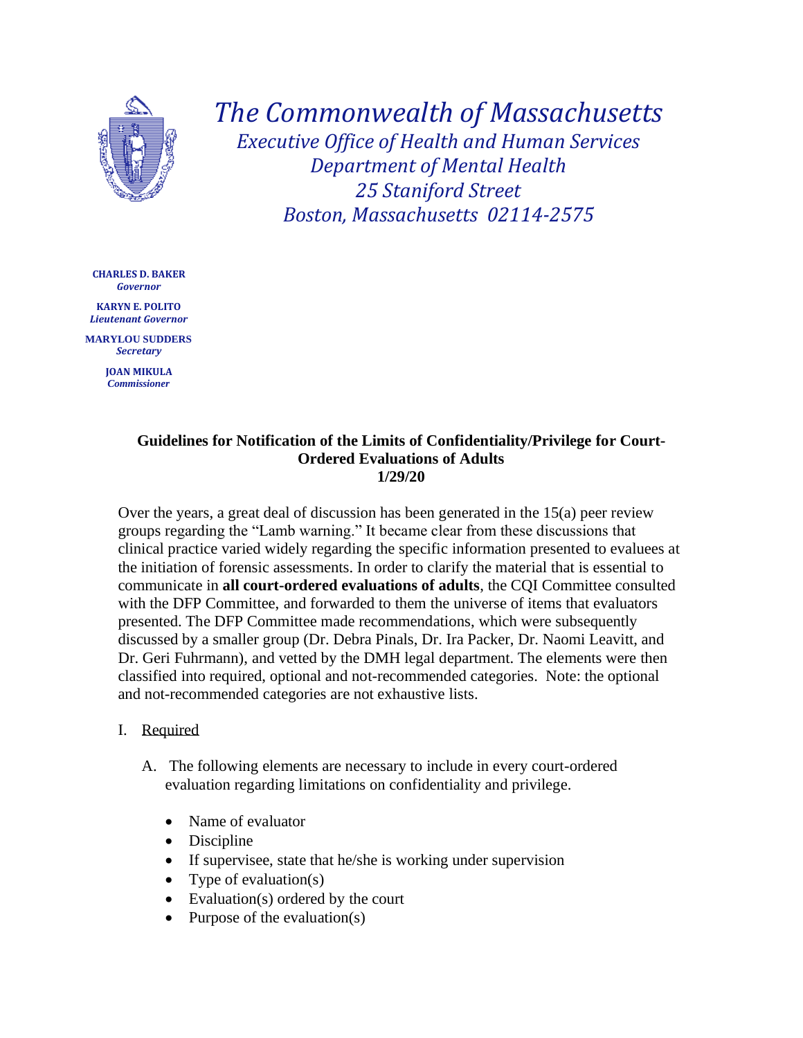# The Commonwealth of Massachusetts

*Executive Office of Health and Human Services*
*Department of Mental Health*
*25 Staniford Street*
*Boston, Massachusetts 02114-2575*

**CHARLES D. BAKER**
*Governor*

**KARYN E. POLITO**
*Lieutenant Governor*

**MARYLOU SUDDERS**
*Secretary*

**JOAN MIKULA**
*Commissioner*

## Guidelines for Notification of the Limits of Confidentiality/Privilege for Court-Ordered Evaluations of Adults

**1/29/20**

Over the years, a great deal of discussion has been generated in the 15(a) peer review groups regarding the "Lamb warning." It became clear from these discussions that clinical practice varied widely regarding the specific information presented to evaluees at the initiation of forensic assessments. In order to clarify the material that is essential to communicate in **all court-ordered evaluations of adults**, the CQI Committee consulted with the DFP Committee, and forwarded to them the universe of items that evaluators presented. The DFP Committee made recommendations, which were subsequently discussed by a smaller group (Dr. Debra Pinals, Dr. Ira Packer, Dr. Naomi Leavitt, and Dr. Geri Fuhrmann), and vetted by the DMH legal department. The elements were then classified into required, optional and not-recommended categories. Note: the optional and not-recommended categories are not exhaustive lists.

I. Required

A. The following elements are necessary to include in every court-ordered evaluation regarding limitations on confidentiality and privilege.

- Name of evaluator
- Discipline
- If supervisee, state that he/she is working under supervision
- Type of evaluation(s)
- Evaluation(s) ordered by the court
- Purpose of the evaluation(s)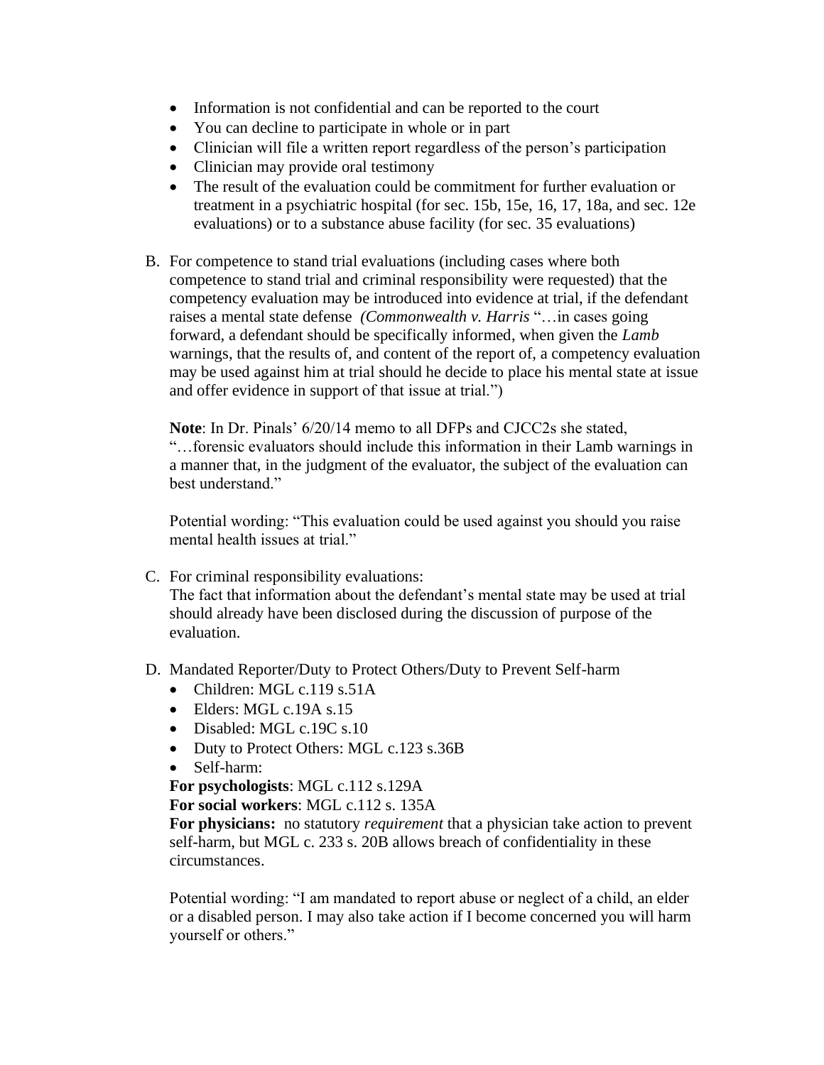- Information is not confidential and can be reported to the court
- You can decline to participate in whole or in part
- Clinician will file a written report regardless of the person's participation
- Clinician may provide oral testimony
- The result of the evaluation could be commitment for further evaluation or treatment in a psychiatric hospital (for sec. 15b, 15e, 16, 17, 18a, and sec. 12e evaluations) or to a substance abuse facility (for sec. 35 evaluations)

B. For competence to stand trial evaluations (including cases where both competence to stand trial and criminal responsibility were requested) that the competency evaluation may be introduced into evidence at trial, if the defendant raises a mental state defense *(Commonwealth v. Harris* "…in cases going forward, a defendant should be specifically informed, when given the *Lamb* warnings, that the results of, and content of the report of, a competency evaluation may be used against him at trial should he decide to place his mental state at issue and offer evidence in support of that issue at trial.")

   **Note**: In Dr. Pinals' 6/20/14 memo to all DFPs and CJCC2s she stated, "…forensic evaluators should include this information in their Lamb warnings in a manner that, in the judgment of the evaluator, the subject of the evaluation can best understand."

   Potential wording: "This evaluation could be used against you should you raise mental health issues at trial."

C. For criminal responsibility evaluations:
   The fact that information about the defendant's mental state may be used at trial should already have been disclosed during the discussion of purpose of the evaluation.

D. Mandated Reporter/Duty to Protect Others/Duty to Prevent Self-harm
   - Children: MGL c.119 s.51A
   - Elders: MGL c.19A s.15
   - Disabled: MGL c.19C s.10
   - Duty to Protect Others: MGL c.123 s.36B
   - Self-harm:

   **For psychologists**: MGL c.112 s.129A
   **For social workers**: MGL c.112 s. 135A
   **For physicians:** no statutory *requirement* that a physician take action to prevent self-harm, but MGL c. 233 s. 20B allows breach of confidentiality in these circumstances.

   Potential wording: "I am mandated to report abuse or neglect of a child, an elder or a disabled person. I may also take action if I become concerned you will harm yourself or others."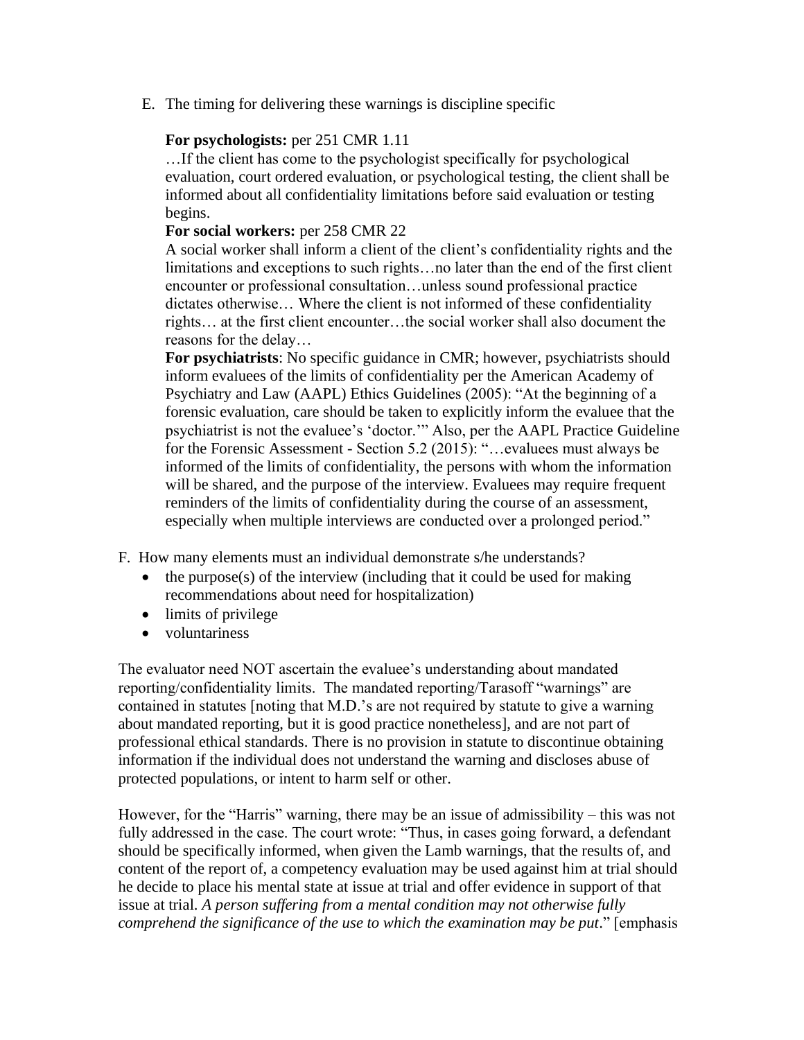E. The timing for delivering these warnings is discipline specific

**For psychologists:** per 251 CMR 1.11
…If the client has come to the psychologist specifically for psychological evaluation, court ordered evaluation, or psychological testing, the client shall be informed about all confidentiality limitations before said evaluation or testing begins.

**For social workers:** per 258 CMR 22
A social worker shall inform a client of the client's confidentiality rights and the limitations and exceptions to such rights…no later than the end of the first client encounter or professional consultation…unless sound professional practice dictates otherwise… Where the client is not informed of these confidentiality rights… at the first client encounter…the social worker shall also document the reasons for the delay…

**For psychiatrists**: No specific guidance in CMR; however, psychiatrists should inform evaluees of the limits of confidentiality per the American Academy of Psychiatry and Law (AAPL) Ethics Guidelines (2005): "At the beginning of a forensic evaluation, care should be taken to explicitly inform the evaluee that the psychiatrist is not the evaluee's 'doctor.'" Also, per the AAPL Practice Guideline for the Forensic Assessment - Section 5.2 (2015): "…evaluees must always be informed of the limits of confidentiality, the persons with whom the information will be shared, and the purpose of the interview. Evaluees may require frequent reminders of the limits of confidentiality during the course of an assessment, especially when multiple interviews are conducted over a prolonged period."

F. How many elements must an individual demonstrate s/he understands?

- the purpose(s) of the interview (including that it could be used for making recommendations about need for hospitalization)
- limits of privilege
- voluntariness

The evaluator need NOT ascertain the evaluee's understanding about mandated reporting/confidentiality limits. The mandated reporting/Tarasoff "warnings" are contained in statutes [noting that M.D.'s are not required by statute to give a warning about mandated reporting, but it is good practice nonetheless], and are not part of professional ethical standards. There is no provision in statute to discontinue obtaining information if the individual does not understand the warning and discloses abuse of protected populations, or intent to harm self or other.

However, for the "Harris" warning, there may be an issue of admissibility – this was not fully addressed in the case. The court wrote: "Thus, in cases going forward, a defendant should be specifically informed, when given the Lamb warnings, that the results of, and content of the report of, a competency evaluation may be used against him at trial should he decide to place his mental state at issue at trial and offer evidence in support of that issue at trial. *A person suffering from a mental condition may not otherwise fully comprehend the significance of the use to which the examination may be put*." [emphasis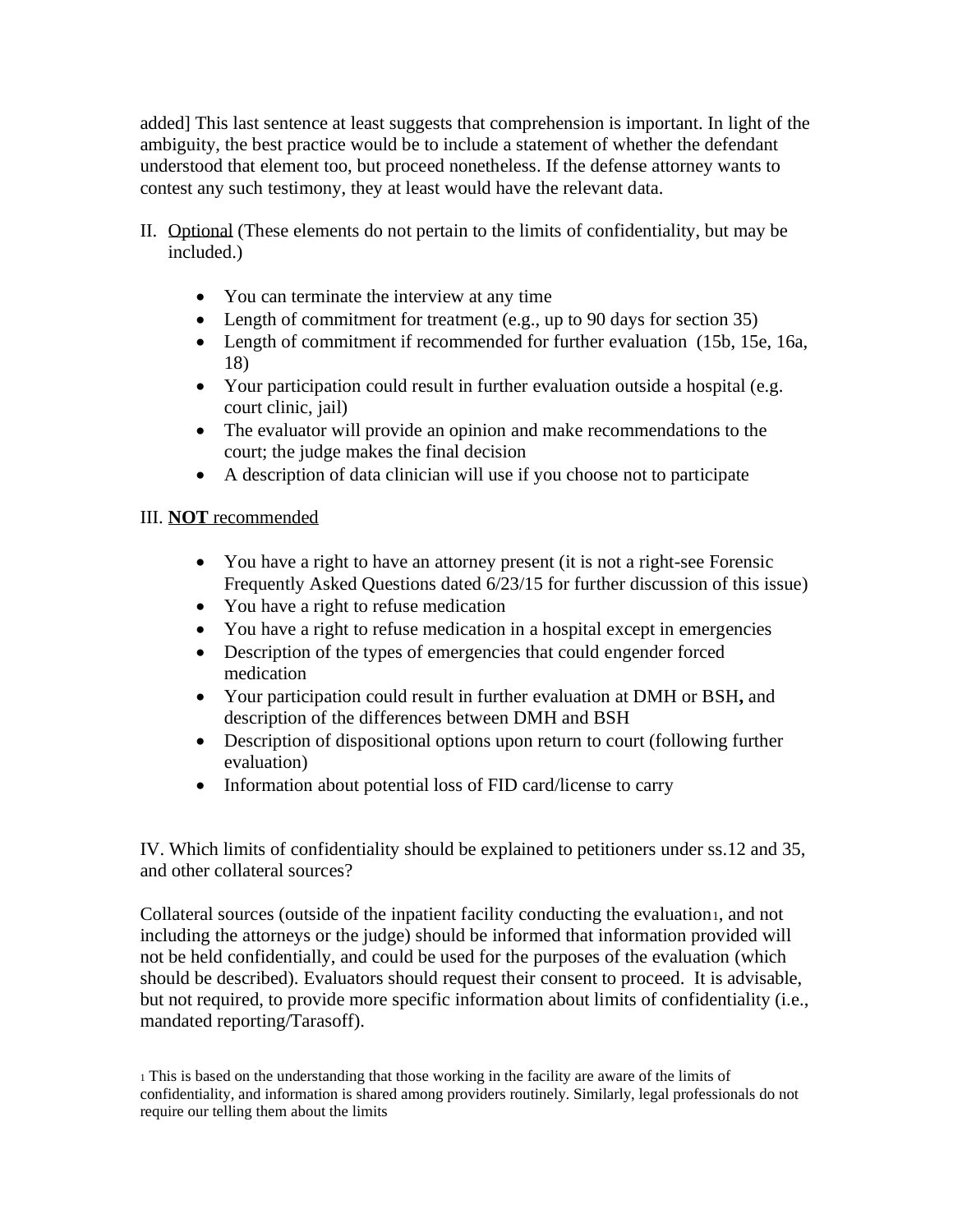added] This last sentence at least suggests that comprehension is important. In light of the ambiguity, the best practice would be to include a statement of whether the defendant understood that element too, but proceed nonetheless. If the defense attorney wants to contest any such testimony, they at least would have the relevant data.

II. Optional (These elements do not pertain to the limits of confidentiality, but may be included.)

- You can terminate the interview at any time
- Length of commitment for treatment (e.g., up to 90 days for section 35)
- Length of commitment if recommended for further evaluation (15b, 15e, 16a, 18)
- Your participation could result in further evaluation outside a hospital (e.g. court clinic, jail)
- The evaluator will provide an opinion and make recommendations to the court; the judge makes the final decision
- A description of data clinician will use if you choose not to participate

III. **NOT** recommended

- You have a right to have an attorney present (it is not a right-see Forensic Frequently Asked Questions dated 6/23/15 for further discussion of this issue)
- You have a right to refuse medication
- You have a right to refuse medication in a hospital except in emergencies
- Description of the types of emergencies that could engender forced medication
- Your participation could result in further evaluation at DMH or BSH**,** and description of the differences between DMH and BSH
- Description of dispositional options upon return to court (following further evaluation)
- Information about potential loss of FID card/license to carry

IV. Which limits of confidentiality should be explained to petitioners under ss.12 and 35, and other collateral sources?

Collateral sources (outside of the inpatient facility conducting the evaluation[1], and not including the attorneys or the judge) should be informed that information provided will not be held confidentially, and could be used for the purposes of the evaluation (which should be described). Evaluators should request their consent to proceed. It is advisable, but not required, to provide more specific information about limits of confidentiality (i.e., mandated reporting/Tarasoff).

[1] This is based on the understanding that those working in the facility are aware of the limits of confidentiality, and information is shared among providers routinely. Similarly, legal professionals do not require our telling them about the limits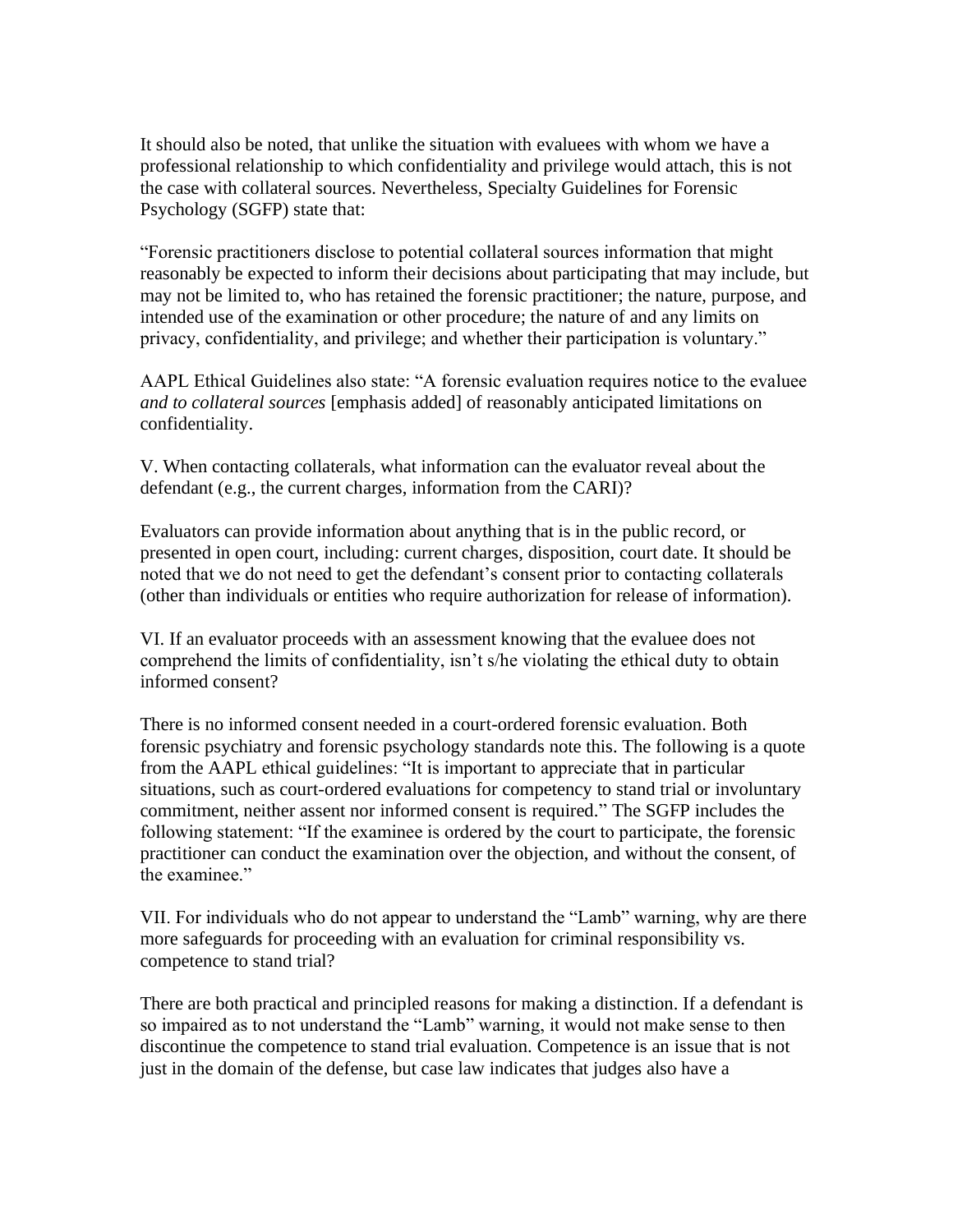It should also be noted, that unlike the situation with evaluees with whom we have a professional relationship to which confidentiality and privilege would attach, this is not the case with collateral sources. Nevertheless, Specialty Guidelines for Forensic Psychology (SGFP) state that:

"Forensic practitioners disclose to potential collateral sources information that might reasonably be expected to inform their decisions about participating that may include, but may not be limited to, who has retained the forensic practitioner; the nature, purpose, and intended use of the examination or other procedure; the nature of and any limits on privacy, confidentiality, and privilege; and whether their participation is voluntary."

AAPL Ethical Guidelines also state: "A forensic evaluation requires notice to the evaluee *and to collateral sources* [emphasis added] of reasonably anticipated limitations on confidentiality.

V. When contacting collaterals, what information can the evaluator reveal about the defendant (e.g., the current charges, information from the CARI)?

Evaluators can provide information about anything that is in the public record, or presented in open court, including: current charges, disposition, court date. It should be noted that we do not need to get the defendant's consent prior to contacting collaterals (other than individuals or entities who require authorization for release of information).

VI. If an evaluator proceeds with an assessment knowing that the evaluee does not comprehend the limits of confidentiality, isn't s/he violating the ethical duty to obtain informed consent?

There is no informed consent needed in a court-ordered forensic evaluation. Both forensic psychiatry and forensic psychology standards note this. The following is a quote from the AAPL ethical guidelines: "It is important to appreciate that in particular situations, such as court-ordered evaluations for competency to stand trial or involuntary commitment, neither assent nor informed consent is required." The SGFP includes the following statement: "If the examinee is ordered by the court to participate, the forensic practitioner can conduct the examination over the objection, and without the consent, of the examinee."

VII. For individuals who do not appear to understand the "Lamb" warning, why are there more safeguards for proceeding with an evaluation for criminal responsibility vs. competence to stand trial?

There are both practical and principled reasons for making a distinction. If a defendant is so impaired as to not understand the "Lamb" warning, it would not make sense to then discontinue the competence to stand trial evaluation. Competence is an issue that is not just in the domain of the defense, but case law indicates that judges also have a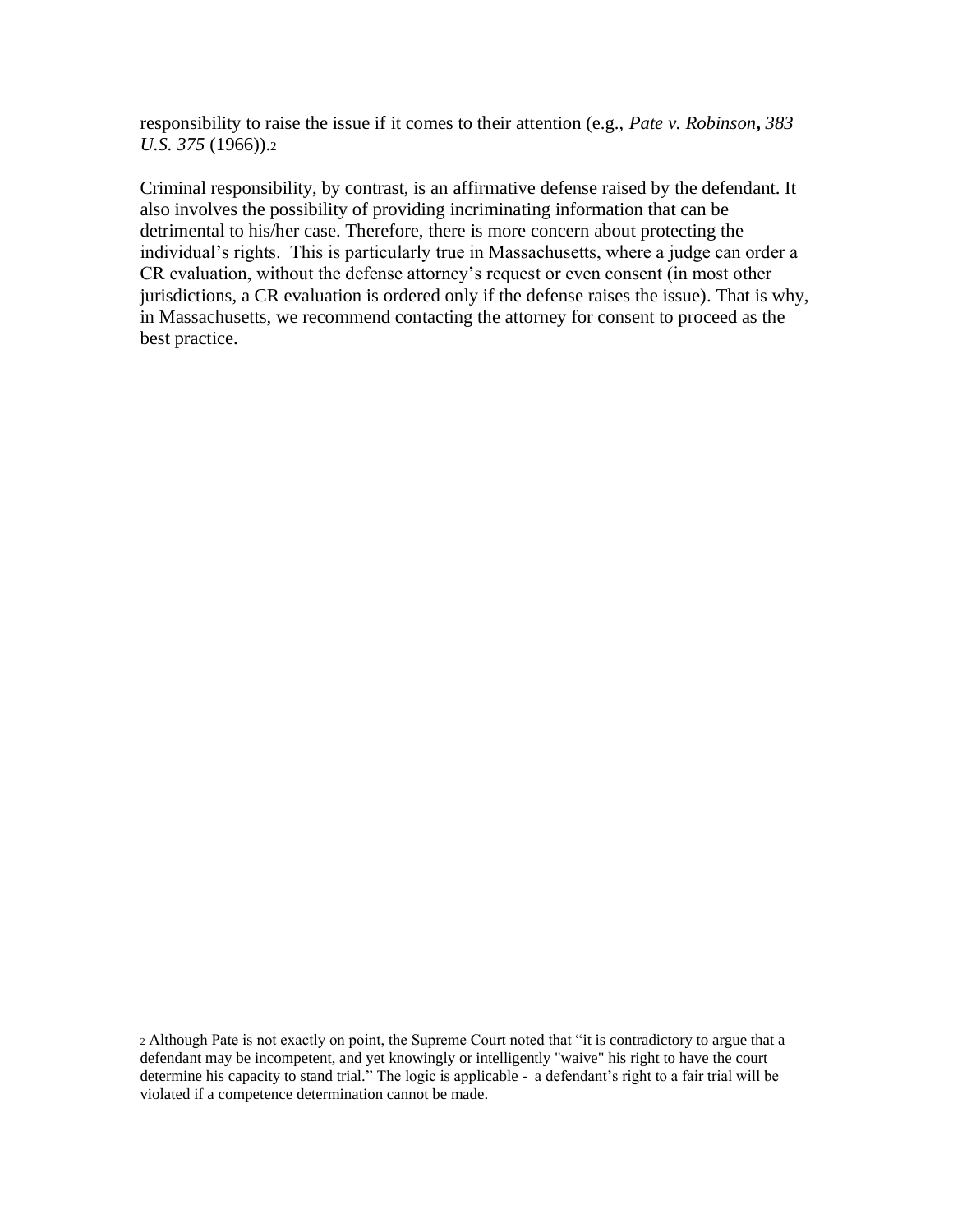responsibility to raise the issue if it comes to their attention (e.g., *Pate v. Robinson*, *383 U.S. 375* (1966)).[2]

Criminal responsibility, by contrast, is an affirmative defense raised by the defendant. It also involves the possibility of providing incriminating information that can be detrimental to his/her case. Therefore, there is more concern about protecting the individual's rights. This is particularly true in Massachusetts, where a judge can order a CR evaluation, without the defense attorney's request or even consent (in most other jurisdictions, a CR evaluation is ordered only if the defense raises the issue). That is why, in Massachusetts, we recommend contacting the attorney for consent to proceed as the best practice.

[2] Although Pate is not exactly on point, the Supreme Court noted that "it is contradictory to argue that a defendant may be incompetent, and yet knowingly or intelligently "waive" his right to have the court determine his capacity to stand trial." The logic is applicable - a defendant's right to a fair trial will be violated if a competence determination cannot be made.